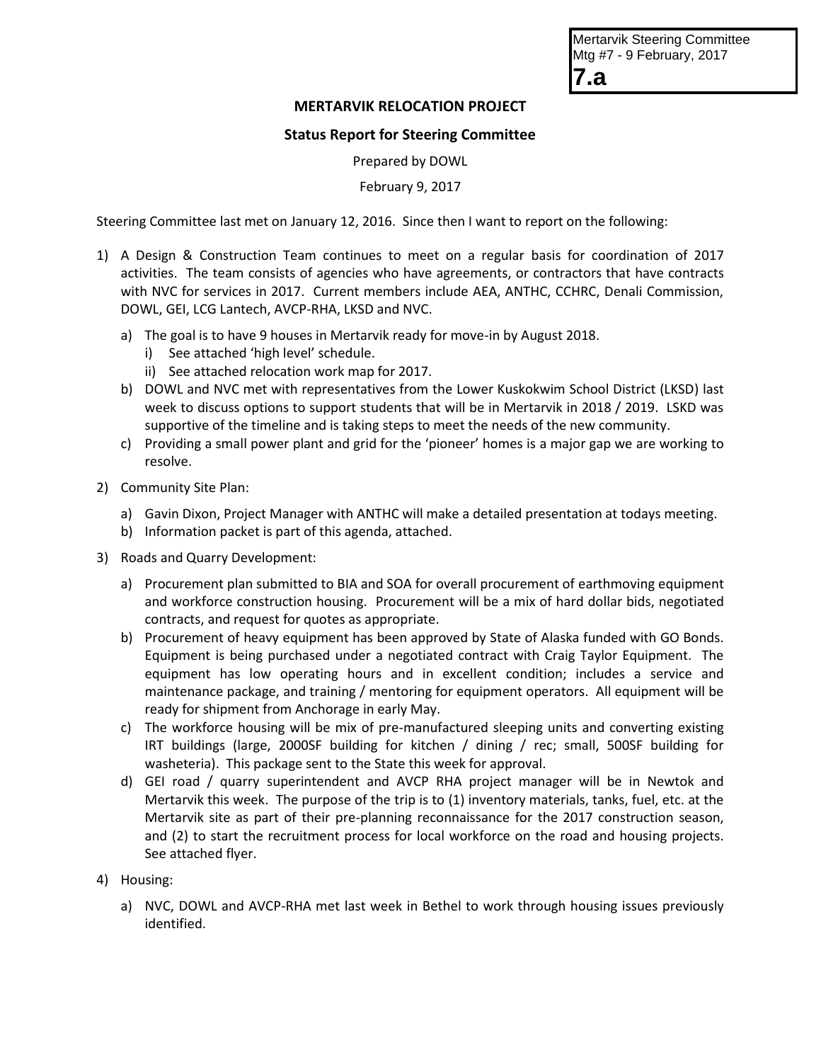Mertarvik Steering Committee
Mtg #7 - 9 February, 2017

**7.a**

**MERTARVIK RELOCATION PROJECT**

**Status Report for Steering Committee**

Prepared by DOWL

February 9, 2017

Steering Committee last met on January 12, 2016. Since then I want to report on the following:

1) A Design & Construction Team continues to meet on a regular basis for coordination of 2017 activities. The team consists of agencies who have agreements, or contractors that have contracts with NVC for services in 2017. Current members include AEA, ANTHC, CCHRC, Denali Commission, DOWL, GEI, LCG Lantech, AVCP-RHA, LKSD and NVC.
   a) The goal is to have 9 houses in Mertarvik ready for move-in by August 2018.
      i) See attached 'high level' schedule.
      ii) See attached relocation work map for 2017.
   b) DOWL and NVC met with representatives from the Lower Kuskokwim School District (LKSD) last week to discuss options to support students that will be in Mertarvik in 2018 / 2019. LSKD was supportive of the timeline and is taking steps to meet the needs of the new community.
   c) Providing a small power plant and grid for the 'pioneer' homes is a major gap we are working to resolve.

2) Community Site Plan:
   a) Gavin Dixon, Project Manager with ANTHC will make a detailed presentation at todays meeting.
   b) Information packet is part of this agenda, attached.

3) Roads and Quarry Development:
   a) Procurement plan submitted to BIA and SOA for overall procurement of earthmoving equipment and workforce construction housing. Procurement will be a mix of hard dollar bids, negotiated contracts, and request for quotes as appropriate.
   b) Procurement of heavy equipment has been approved by State of Alaska funded with GO Bonds. Equipment is being purchased under a negotiated contract with Craig Taylor Equipment. The equipment has low operating hours and in excellent condition; includes a service and maintenance package, and training / mentoring for equipment operators. All equipment will be ready for shipment from Anchorage in early May.
   c) The workforce housing will be mix of pre-manufactured sleeping units and converting existing IRT buildings (large, 2000SF building for kitchen / dining / rec; small, 500SF building for washeteria). This package sent to the State this week for approval.
   d) GEI road / quarry superintendent and AVCP RHA project manager will be in Newtok and Mertarvik this week. The purpose of the trip is to (1) inventory materials, tanks, fuel, etc. at the Mertarvik site as part of their pre-planning reconnaissance for the 2017 construction season, and (2) to start the recruitment process for local workforce on the road and housing projects. See attached flyer.

4) Housing:
   a) NVC, DOWL and AVCP-RHA met last week in Bethel to work through housing issues previously identified.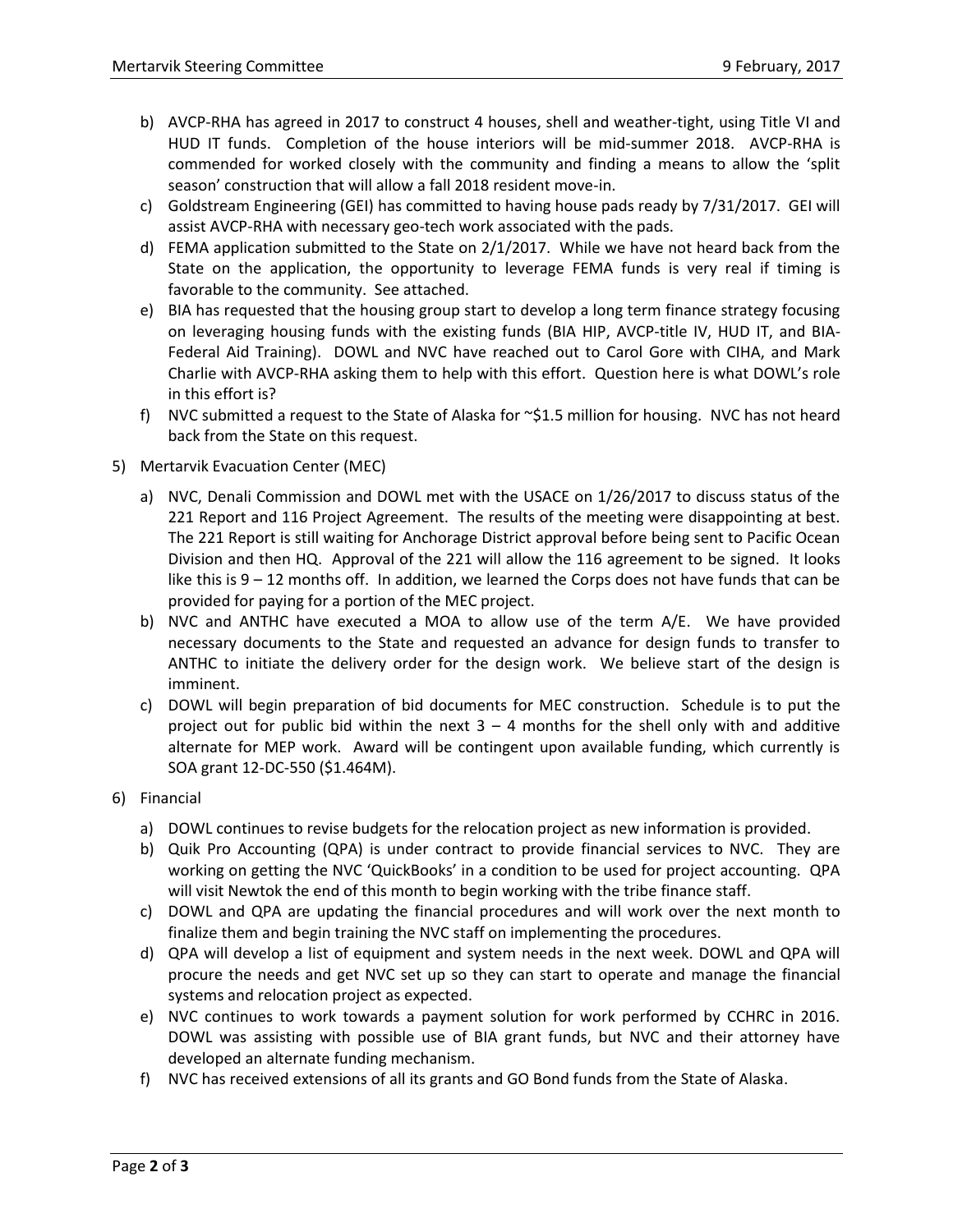b) AVCP-RHA has agreed in 2017 to construct 4 houses, shell and weather-tight, using Title VI and HUD IT funds. Completion of the house interiors will be mid-summer 2018. AVCP-RHA is commended for worked closely with the community and finding a means to allow the 'split season' construction that will allow a fall 2018 resident move-in.

c) Goldstream Engineering (GEI) has committed to having house pads ready by 7/31/2017. GEI will assist AVCP-RHA with necessary geo-tech work associated with the pads.

d) FEMA application submitted to the State on 2/1/2017. While we have not heard back from the State on the application, the opportunity to leverage FEMA funds is very real if timing is favorable to the community. See attached.

e) BIA has requested that the housing group start to develop a long term finance strategy focusing on leveraging housing funds with the existing funds (BIA HIP, AVCP-title IV, HUD IT, and BIA-Federal Aid Training). DOWL and NVC have reached out to Carol Gore with CIHA, and Mark Charlie with AVCP-RHA asking them to help with this effort. Question here is what DOWL's role in this effort is?

f) NVC submitted a request to the State of Alaska for ~$1.5 million for housing. NVC has not heard back from the State on this request.

5) Mertarvik Evacuation Center (MEC)

   a) NVC, Denali Commission and DOWL met with the USACE on 1/26/2017 to discuss status of the 221 Report and 116 Project Agreement. The results of the meeting were disappointing at best. The 221 Report is still waiting for Anchorage District approval before being sent to Pacific Ocean Division and then HQ. Approval of the 221 will allow the 116 agreement to be signed. It looks like this is 9 – 12 months off. In addition, we learned the Corps does not have funds that can be provided for paying for a portion of the MEC project.

   b) NVC and ANTHC have executed a MOA to allow use of the term A/E. We have provided necessary documents to the State and requested an advance for design funds to transfer to ANTHC to initiate the delivery order for the design work. We believe start of the design is imminent.

   c) DOWL will begin preparation of bid documents for MEC construction. Schedule is to put the project out for public bid within the next 3 – 4 months for the shell only with and additive alternate for MEP work. Award will be contingent upon available funding, which currently is SOA grant 12-DC-550 ($1.464M).

6) Financial

   a) DOWL continues to revise budgets for the relocation project as new information is provided.

   b) Quik Pro Accounting (QPA) is under contract to provide financial services to NVC. They are working on getting the NVC 'QuickBooks' in a condition to be used for project accounting. QPA will visit Newtok the end of this month to begin working with the tribe finance staff.

   c) DOWL and QPA are updating the financial procedures and will work over the next month to finalize them and begin training the NVC staff on implementing the procedures.

   d) QPA will develop a list of equipment and system needs in the next week. DOWL and QPA will procure the needs and get NVC set up so they can start to operate and manage the financial systems and relocation project as expected.

   e) NVC continues to work towards a payment solution for work performed by CCHRC in 2016. DOWL was assisting with possible use of BIA grant funds, but NVC and their attorney have developed an alternate funding mechanism.

   f) NVC has received extensions of all its grants and GO Bond funds from the State of Alaska.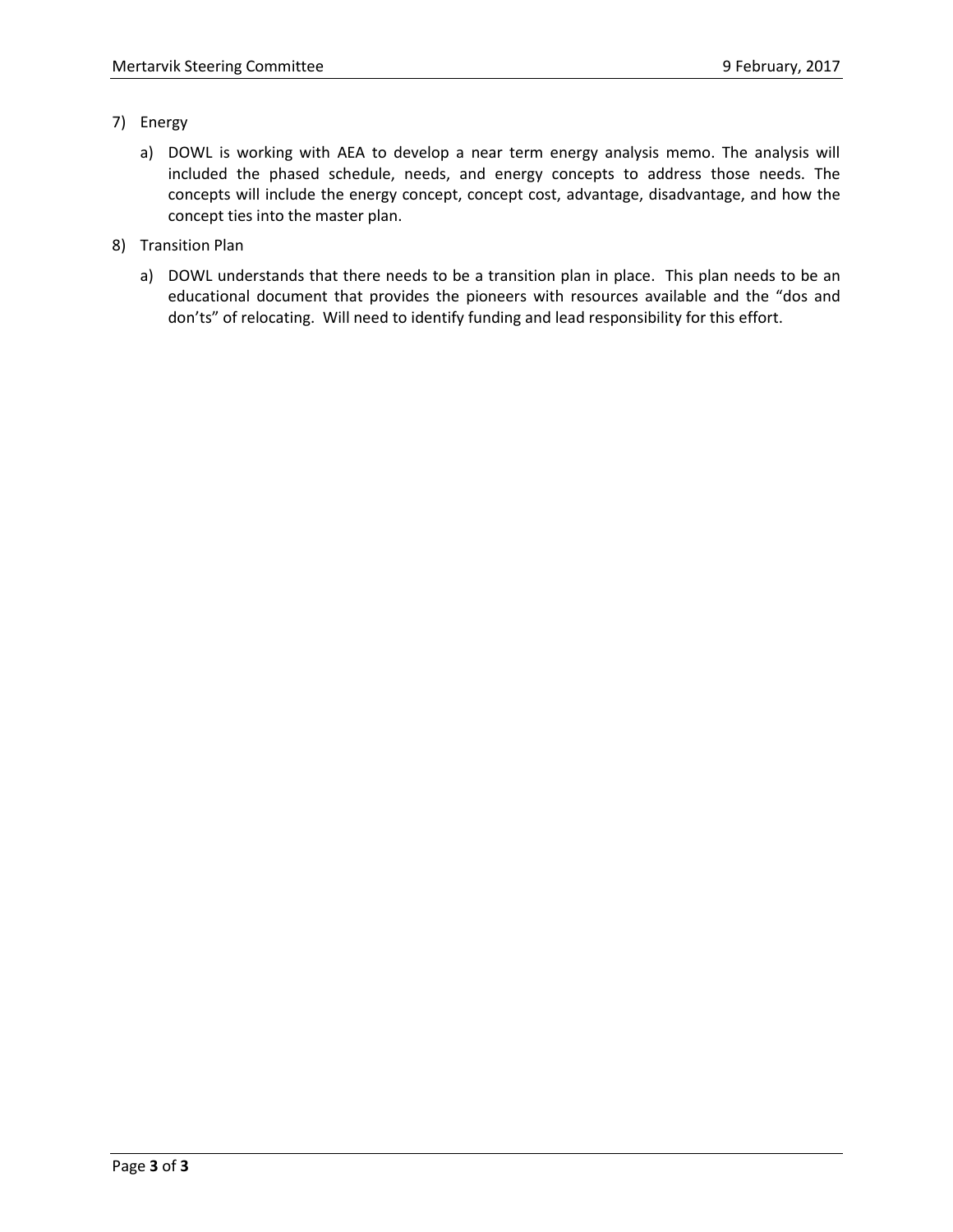7) Energy

   a) DOWL is working with AEA to develop a near term energy analysis memo. The analysis will included the phased schedule, needs, and energy concepts to address those needs. The concepts will include the energy concept, concept cost, advantage, disadvantage, and how the concept ties into the master plan.

8) Transition Plan

   a) DOWL understands that there needs to be a transition plan in place. This plan needs to be an educational document that provides the pioneers with resources available and the "dos and don'ts" of relocating. Will need to identify funding and lead responsibility for this effort.